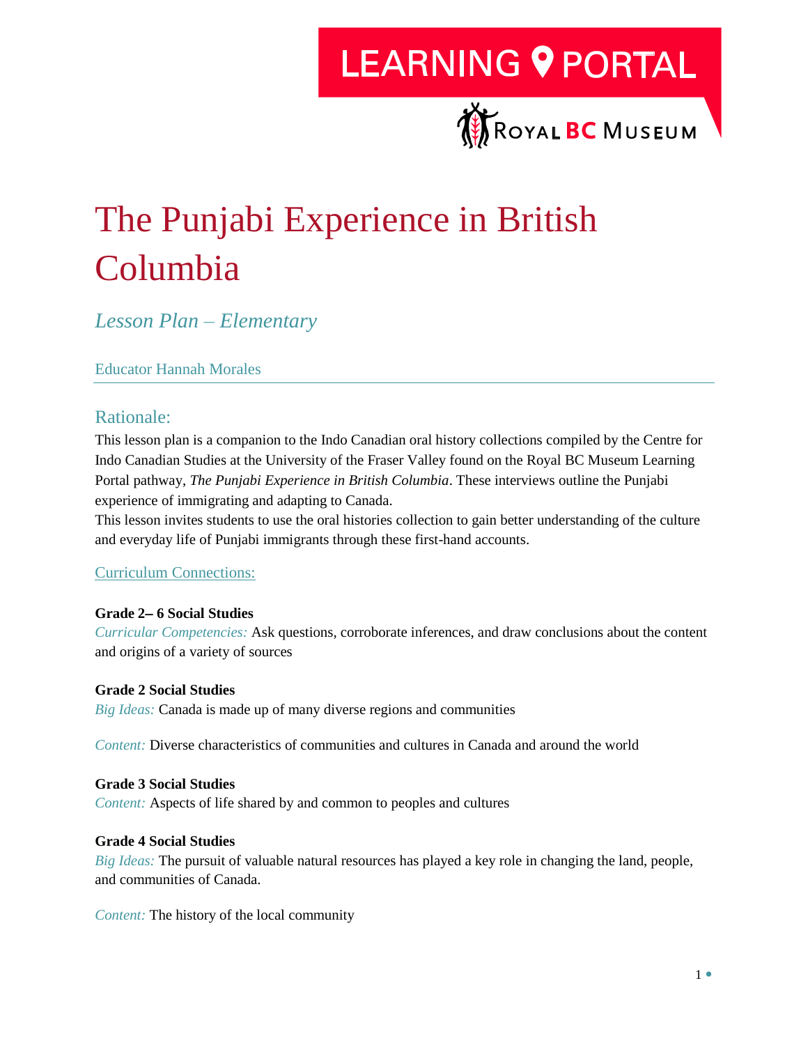LEARNING PORTAL

ROYAL BC MUSEUM

# The Punjabi Experience in British Columbia

## *Lesson Plan – Elementary*

Educator Hannah Morales

## Rationale:

This lesson plan is a companion to the Indo Canadian oral history collections compiled by the Centre for Indo Canadian Studies at the University of the Fraser Valley found on the Royal BC Museum Learning Portal pathway, *The Punjabi Experience in British Columbia*. These interviews outline the Punjabi experience of immigrating and adapting to Canada.

This lesson invites students to use the oral histories collection to gain better understanding of the culture and everyday life of Punjabi immigrants through these first-hand accounts.

### Curriculum Connections:

**Grade 2– 6 Social Studies**

*Curricular Competencies:* Ask questions, corroborate inferences, and draw conclusions about the content and origins of a variety of sources

**Grade 2 Social Studies**

*Big Ideas:* Canada is made up of many diverse regions and communities

*Content:* Diverse characteristics of communities and cultures in Canada and around the world

**Grade 3 Social Studies**

*Content:* Aspects of life shared by and common to peoples and cultures

**Grade 4 Social Studies**

*Big Ideas:* The pursuit of valuable natural resources has played a key role in changing the land, people, and communities of Canada.

*Content:* The history of the local community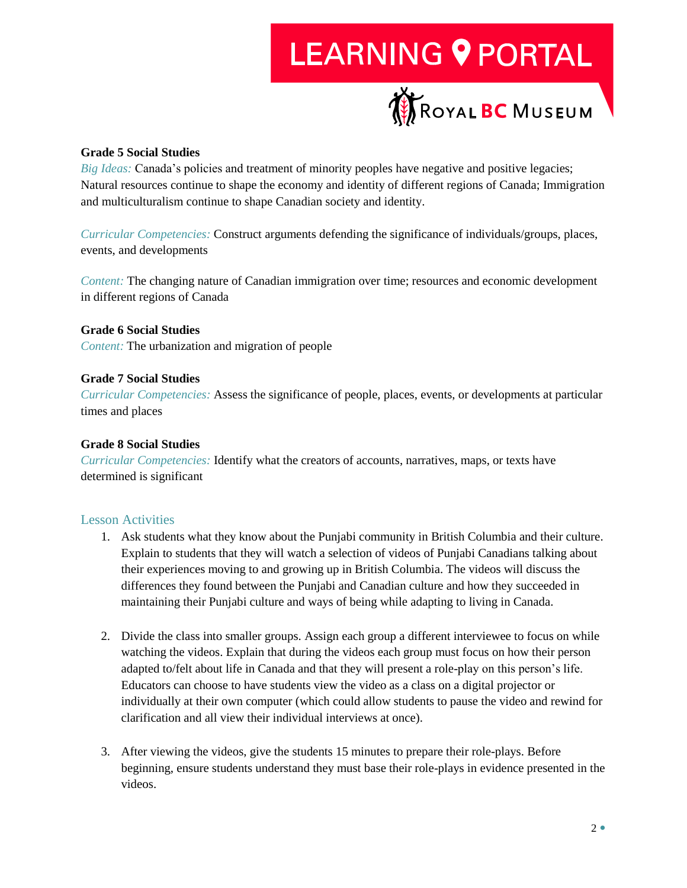**Grade 5 Social Studies**

*Big Ideas:* Canada's policies and treatment of minority peoples have negative and positive legacies; Natural resources continue to shape the economy and identity of different regions of Canada; Immigration and multiculturalism continue to shape Canadian society and identity.

*Curricular Competencies:* Construct arguments defending the significance of individuals/groups, places, events, and developments

*Content:* The changing nature of Canadian immigration over time; resources and economic development in different regions of Canada

**Grade 6 Social Studies**

*Content:* The urbanization and migration of people

**Grade 7 Social Studies**

*Curricular Competencies:* Assess the significance of people, places, events, or developments at particular times and places

**Grade 8 Social Studies**

*Curricular Competencies:* Identify what the creators of accounts, narratives, maps, or texts have determined is significant

## Lesson Activities

1. Ask students what they know about the Punjabi community in British Columbia and their culture. Explain to students that they will watch a selection of videos of Punjabi Canadians talking about their experiences moving to and growing up in British Columbia. The videos will discuss the differences they found between the Punjabi and Canadian culture and how they succeeded in maintaining their Punjabi culture and ways of being while adapting to living in Canada.

2. Divide the class into smaller groups. Assign each group a different interviewee to focus on while watching the videos. Explain that during the videos each group must focus on how their person adapted to/felt about life in Canada and that they will present a role-play on this person's life. Educators can choose to have students view the video as a class on a digital projector or individually at their own computer (which could allow students to pause the video and rewind for clarification and all view their individual interviews at once).

3. After viewing the videos, give the students 15 minutes to prepare their role-plays. Before beginning, ensure students understand they must base their role-plays in evidence presented in the videos.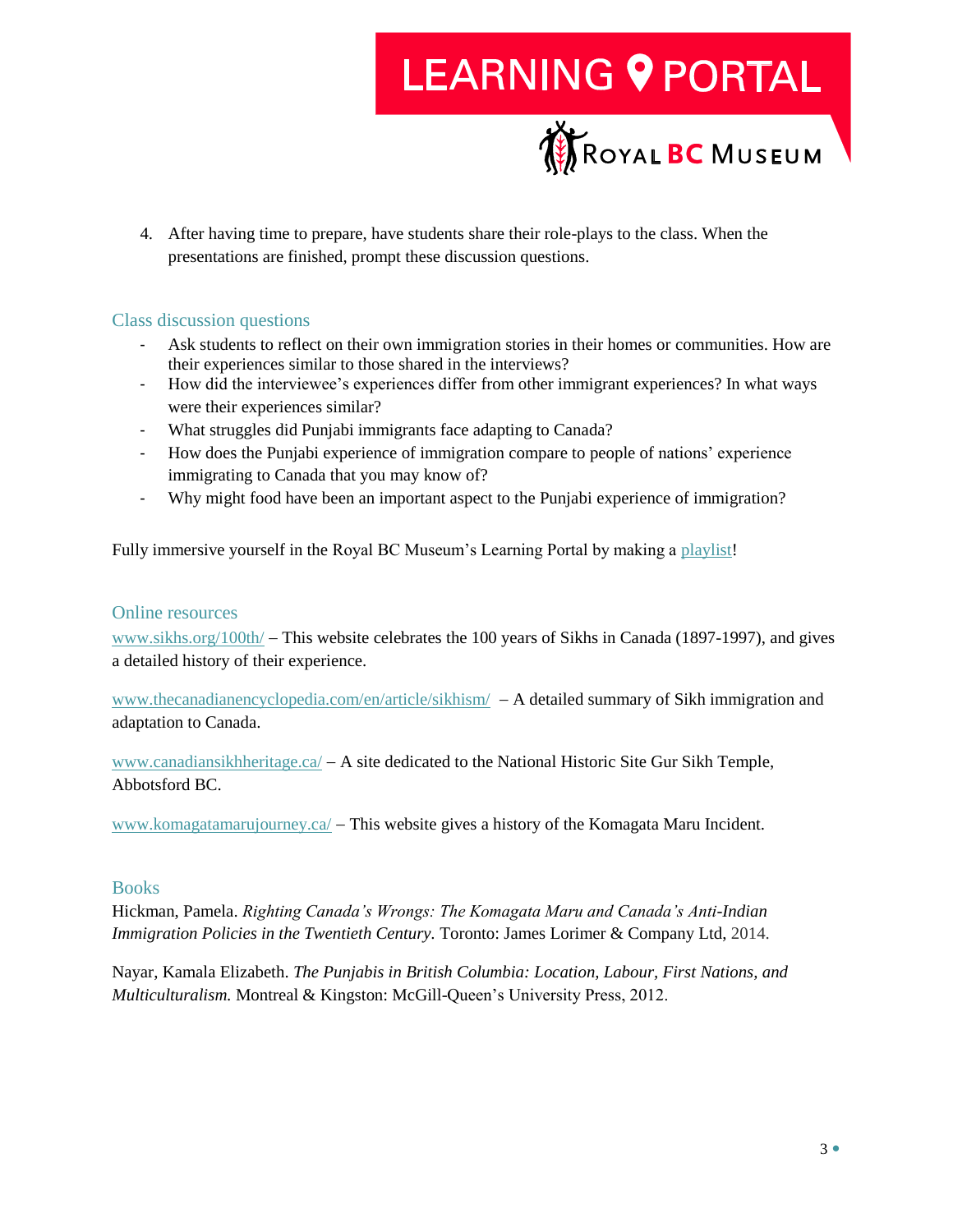4. After having time to prepare, have students share their role-plays to the class. When the presentations are finished, prompt these discussion questions.

## Class discussion questions

- Ask students to reflect on their own immigration stories in their homes or communities. How are their experiences similar to those shared in the interviews?
- How did the interviewee's experiences differ from other immigrant experiences? In what ways were their experiences similar?
- What struggles did Punjabi immigrants face adapting to Canada?
- How does the Punjabi experience of immigration compare to people of nations' experience immigrating to Canada that you may know of?
- Why might food have been an important aspect to the Punjabi experience of immigration?

Fully immersive yourself in the Royal BC Museum's Learning Portal by making a playlist!

## Online resources

www.sikhs.org/100th/ – This website celebrates the 100 years of Sikhs in Canada (1897-1997), and gives a detailed history of their experience.

www.thecanadianencyclopedia.com/en/article/sikhism/ – A detailed summary of Sikh immigration and adaptation to Canada.

www.canadiansikhheritage.ca/ – A site dedicated to the National Historic Site Gur Sikh Temple, Abbotsford BC.

www.komagatamarujourney.ca/ – This website gives a history of the Komagata Maru Incident.

## Books

Hickman, Pamela. *Righting Canada's Wrongs: The Komagata Maru and Canada's Anti-Indian Immigration Policies in the Twentieth Century*. Toronto: James Lorimer & Company Ltd, 2014.

Nayar, Kamala Elizabeth. *The Punjabis in British Columbia: Location, Labour, First Nations, and Multiculturalism.* Montreal & Kingston: McGill-Queen's University Press, 2012.